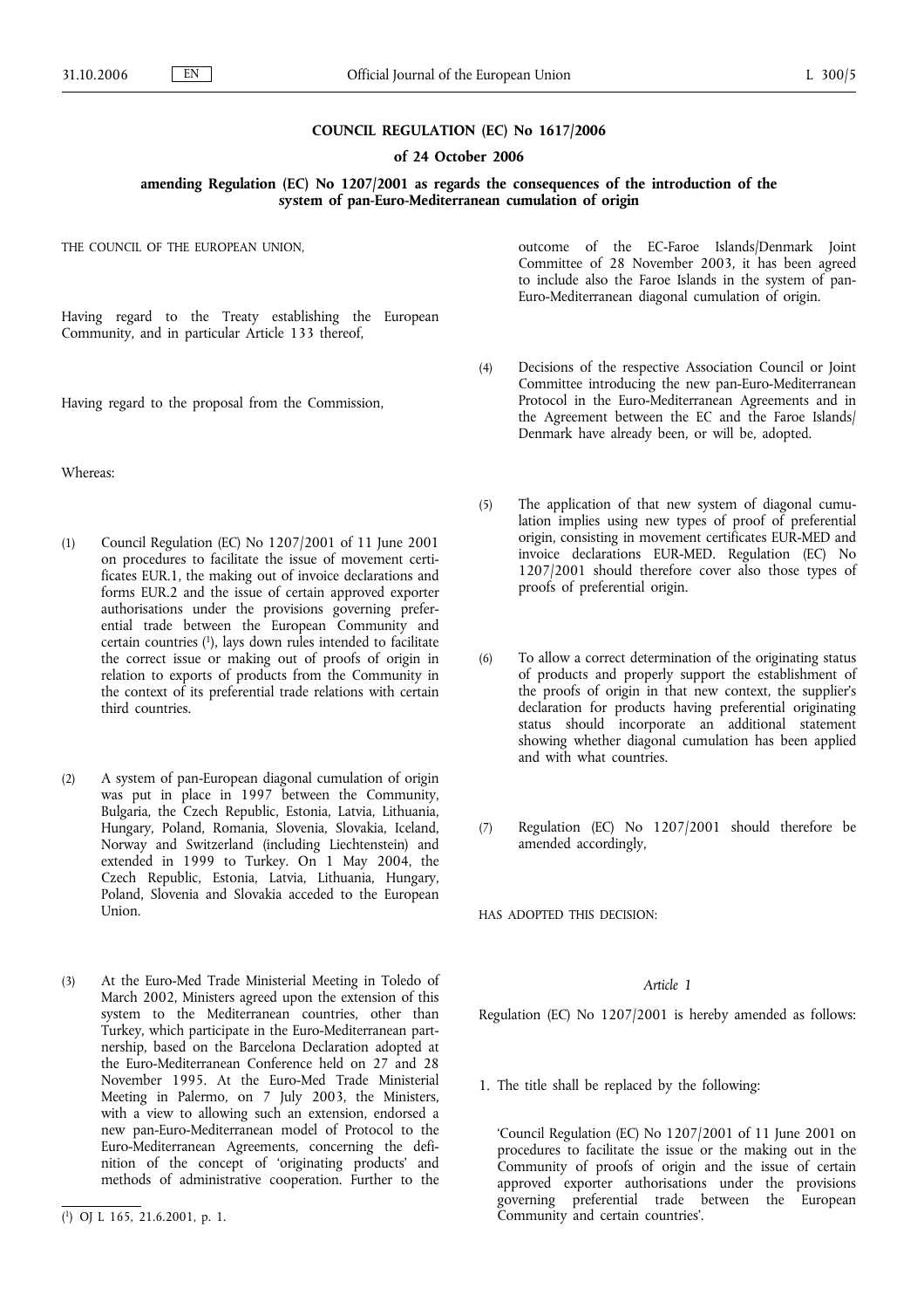**COUNCIL REGULATION (EC) No 1617/2006**

**of 24 October 2006**

**amending Regulation (EC) No 1207/2001 as regards the consequences of the introduction of the system of pan-Euro-Mediterranean cumulation of origin**

THE COUNCIL OF THE EUROPEAN UNION,

Having regard to the Treaty establishing the European Community, and in particular Article 133 thereof,

Having regard to the proposal from the Commission,

Whereas:

(1) Council Regulation (EC) No 1207/2001 of 11 June 2001 on procedures to facilitate the issue of movement certificates EUR.1, the making out of invoice declarations and forms EUR.2 and the issue of certain approved exporter authorisations under the provisions governing preferential trade between the European Community and certain countries [1], lays down rules intended to facilitate the correct issue or making out of proofs of origin in relation to exports of products from the Community in the context of its preferential trade relations with certain third countries.

(2) A system of pan-European diagonal cumulation of origin was put in place in 1997 between the Community, Bulgaria, the Czech Republic, Estonia, Latvia, Lithuania, Hungary, Poland, Romania, Slovenia, Slovakia, Iceland, Norway and Switzerland (including Liechtenstein) and extended in 1999 to Turkey. On 1 May 2004, the Czech Republic, Estonia, Latvia, Lithuania, Hungary, Poland, Slovenia and Slovakia acceded to the European Union.

(3) At the Euro-Med Trade Ministerial Meeting in Toledo of March 2002, Ministers agreed upon the extension of this system to the Mediterranean countries, other than Turkey, which participate in the Euro-Mediterranean partnership, based on the Barcelona Declaration adopted at the Euro-Mediterranean Conference held on 27 and 28 November 1995. At the Euro-Med Trade Ministerial Meeting in Palermo, on 7 July 2003, the Ministers, with a view to allowing such an extension, endorsed a new pan-Euro-Mediterranean model of Protocol to the Euro-Mediterranean Agreements, concerning the definition of the concept of 'originating products' and methods of administrative cooperation. Further to the outcome of the EC-Faroe Islands/Denmark Joint Committee of 28 November 2003, it has been agreed to include also the Faroe Islands in the system of pan-Euro-Mediterranean diagonal cumulation of origin.

(4) Decisions of the respective Association Council or Joint Committee introducing the new pan-Euro-Mediterranean Protocol in the Euro-Mediterranean Agreements and in the Agreement between the EC and the Faroe Islands/Denmark have already been, or will be, adopted.

(5) The application of that new system of diagonal cumulation implies using new types of proof of preferential origin, consisting in movement certificates EUR-MED and invoice declarations EUR-MED. Regulation (EC) No 1207/2001 should therefore cover also those types of proofs of preferential origin.

(6) To allow a correct determination of the originating status of products and properly support the establishment of the proofs of origin in that new context, the supplier's declaration for products having preferential originating status should incorporate an additional statement showing whether diagonal cumulation has been applied and with what countries.

(7) Regulation (EC) No 1207/2001 should therefore be amended accordingly,

HAS ADOPTED THIS DECISION:

*Article 1*

Regulation (EC) No 1207/2001 is hereby amended as follows:

1. The title shall be replaced by the following:

'Council Regulation (EC) No 1207/2001 of 11 June 2001 on procedures to facilitate the issue or the making out in the Community of proofs of origin and the issue of certain approved exporter authorisations under the provisions governing preferential trade between the European Community and certain countries'.

[1] OJ L 165, 21.6.2001, p. 1.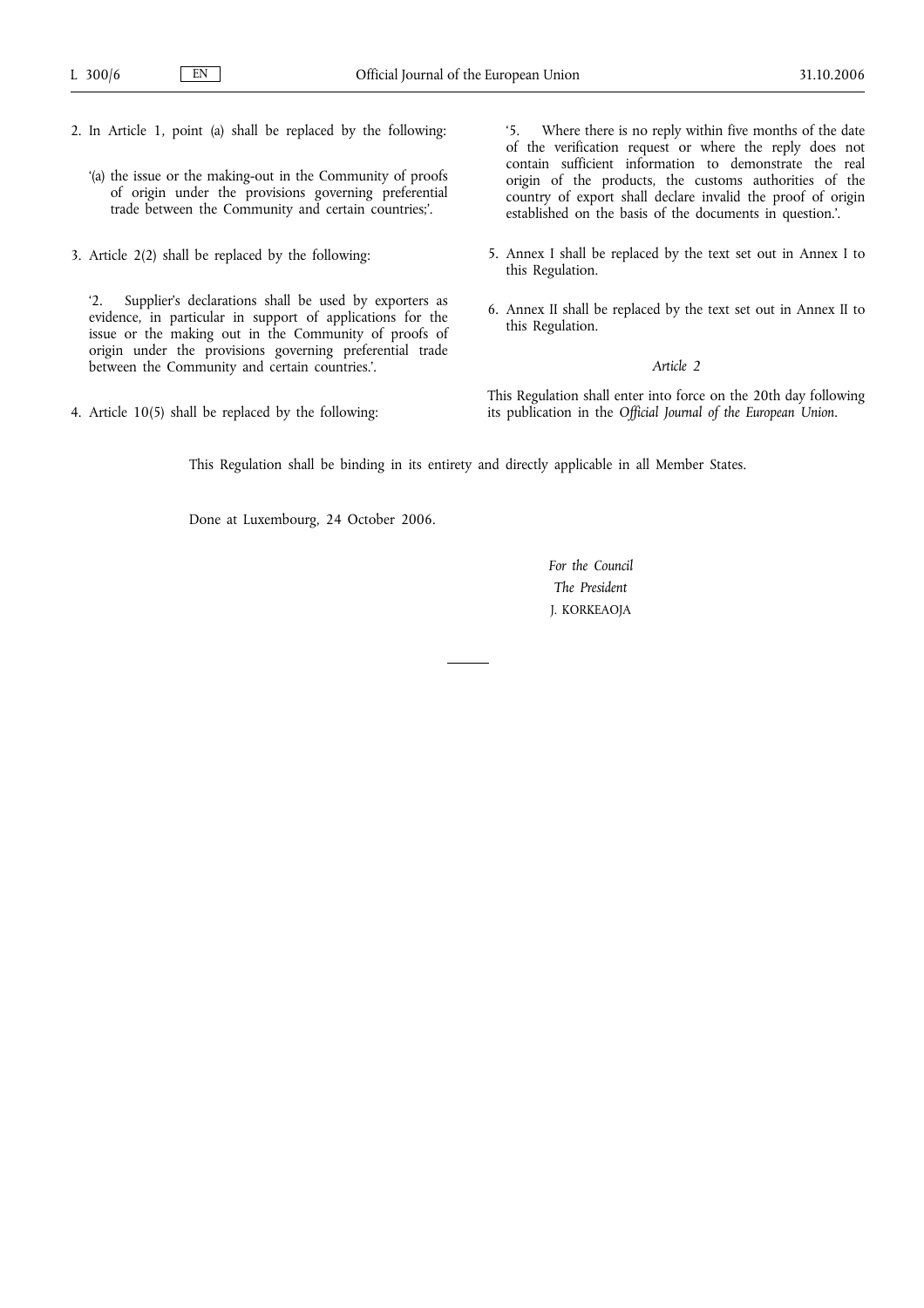2. In Article 1, point (a) shall be replaced by the following:

   ‘(a) the issue or the making-out in the Community of proofs of origin under the provisions governing preferential trade between the Community and certain countries;’.

3. Article 2(2) shall be replaced by the following:

   ‘2. Supplier's declarations shall be used by exporters as evidence, in particular in support of applications for the issue or the making out in the Community of proofs of origin under the provisions governing preferential trade between the Community and certain countries.’.

4. Article 10(5) shall be replaced by the following:

   ‘5. Where there is no reply within five months of the date of the verification request or where the reply does not contain sufficient information to demonstrate the real origin of the products, the customs authorities of the country of export shall declare invalid the proof of origin established on the basis of the documents in question.’.

5. Annex I shall be replaced by the text set out in Annex I to this Regulation.

6. Annex II shall be replaced by the text set out in Annex II to this Regulation.

*Article 2*

This Regulation shall enter into force on the 20th day following its publication in the *Official Journal of the European Union*.

This Regulation shall be binding in its entirety and directly applicable in all Member States.

Done at Luxembourg, 24 October 2006.

*For the Council*

*The President*

J. KORKEAOJA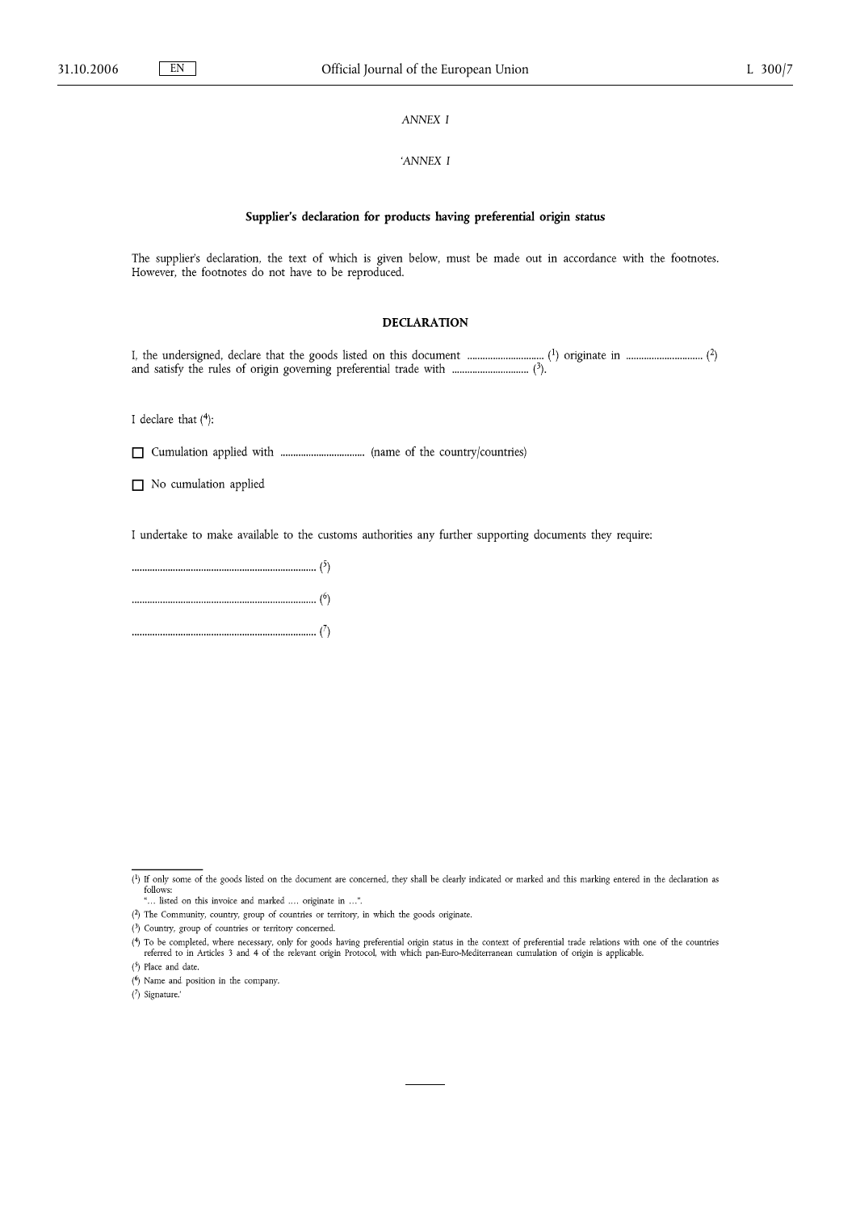*ANNEX I*

*'ANNEX I*

**Supplier's declaration for products having preferential origin status**

The supplier's declaration, the text of which is given below, must be made out in accordance with the footnotes. However, the footnotes do not have to be reproduced.

**DECLARATION**

I, the undersigned, declare that the goods listed on this document .............................. (1) originate in .............................. (2) and satisfy the rules of origin governing preferential trade with .............................. (3).

I declare that (4):

☐ Cumulation applied with ................................ (name of the country/countries)

☐ No cumulation applied

I undertake to make available to the customs authorities any further supporting documents they require:

....................................................................... (5)

....................................................................... (6)

....................................................................... (7)

---

(1) If only some of the goods listed on the document are concerned, they shall be clearly indicated or marked and this marking entered in the declaration as follows:
"… listed on this invoice and marked …. originate in …".

(2) The Community, country, group of countries or territory, in which the goods originate.

(3) Country, group of countries or territory concerned.

(4) To be completed, where necessary, only for goods having preferential origin status in the context of preferential trade relations with one of the countries referred to in Articles 3 and 4 of the relevant origin Protocol, with which pan-Euro-Mediterranean cumulation of origin is applicable.

(5) Place and date.

(6) Name and position in the company.

(7) Signature.'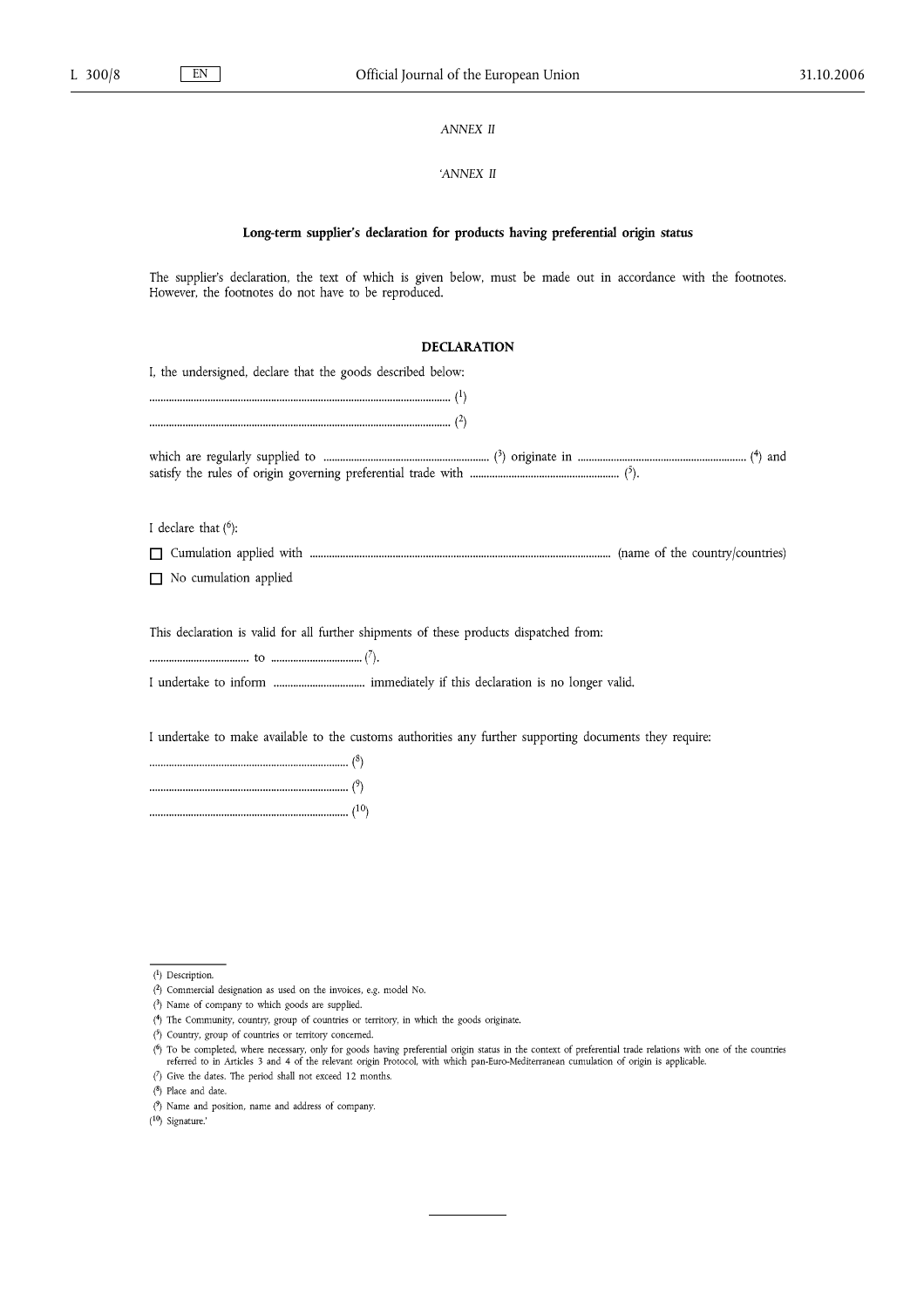*ANNEX II*

*'ANNEX II*

**Long-term supplier's declaration for products having preferential origin status**

The supplier's declaration, the text of which is given below, must be made out in accordance with the footnotes. However, the footnotes do not have to be reproduced.

**DECLARATION**

I, the undersigned, declare that the goods described below:

............................................................................................................ (1)

............................................................................................................ (2)

which are regularly supplied to ............................................................ (3) originate in ............................................................ (4) and satisfy the rules of origin governing preferential trade with ...................................................... (5).

I declare that (6):

☐ Cumulation applied with ............................................................................................................ (name of the country/countries)

☐ No cumulation applied

This declaration is valid for all further shipments of these products dispatched from:

.................................... to ................................ (7).

I undertake to inform ................................ immediately if this declaration is no longer valid.

I undertake to make available to the customs authorities any further supporting documents they require:

........................................................................ (8)

........................................................................ (9)

........................................................................ (10)

---

(1) Description.

(2) Commercial designation as used on the invoices, e.g. model No.

(3) Name of company to which goods are supplied.

(4) The Community, country, group of countries or territory, in which the goods originate.

(5) Country, group of countries or territory concerned.

(6) To be completed, where necessary, only for goods having preferential origin status in the context of preferential trade relations with one of the countries referred to in Articles 3 and 4 of the relevant origin Protocol, with which pan-Euro-Mediterranean cumulation of origin is applicable.

(7) Give the dates. The period shall not exceed 12 months.

(8) Place and date.

(9) Name and position, name and address of company.

(10) Signature.'